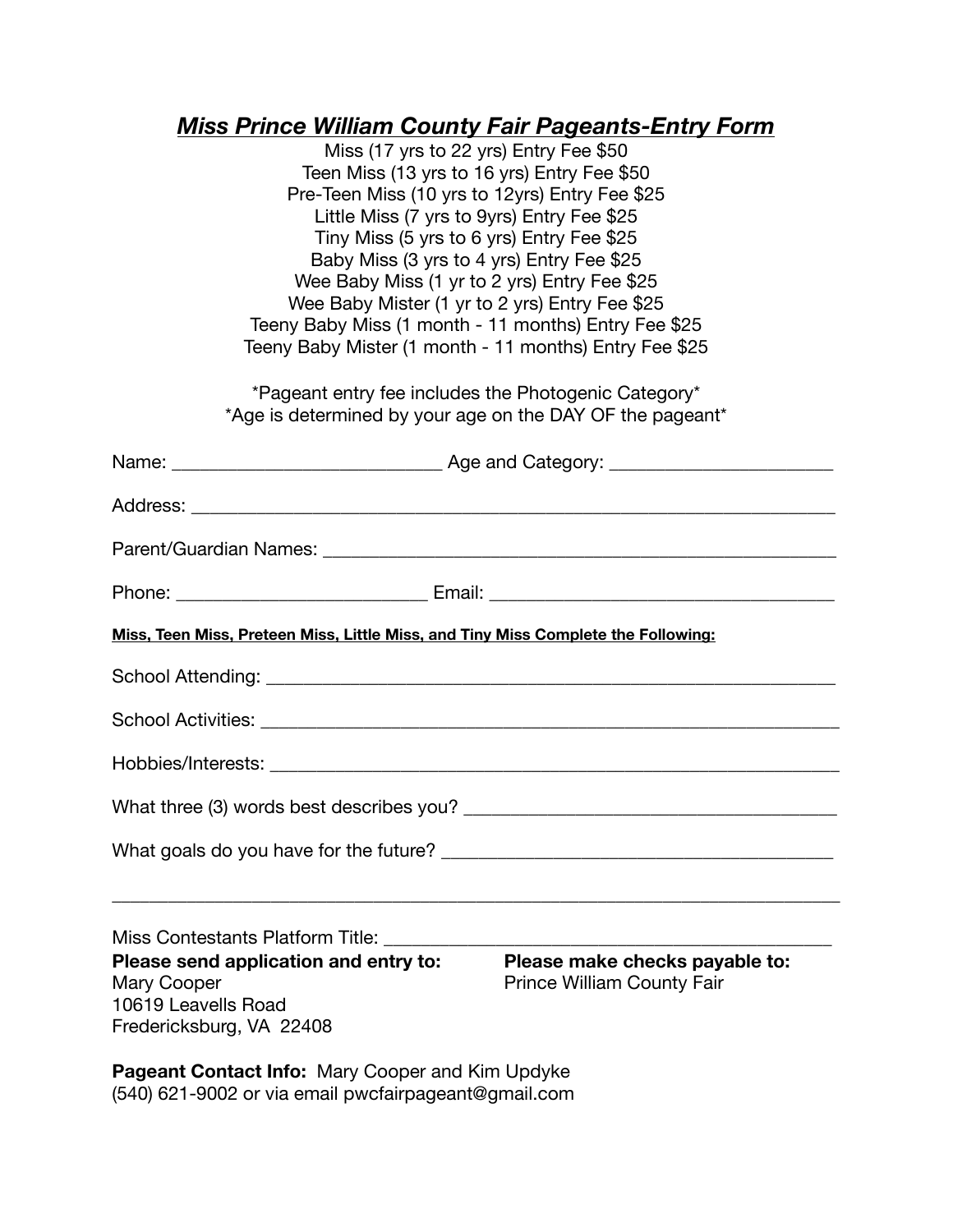# ***Miss Prince William County Fair Pageants-Entry Form***

Miss (17 yrs to 22 yrs) Entry Fee $50
Teen Miss (13 yrs to 16 yrs) Entry Fee $50
Pre-Teen Miss (10 yrs to 12yrs) Entry Fee $25
Little Miss (7 yrs to 9yrs) Entry Fee $25
Tiny Miss (5 yrs to 6 yrs) Entry Fee $25
Baby Miss (3 yrs to 4 yrs) Entry Fee $25
Wee Baby Miss (1 yr to 2 yrs) Entry Fee $25
Wee Baby Mister (1 yr to 2 yrs) Entry Fee $25
Teeny Baby Miss (1 month - 11 months) Entry Fee $25
Teeny Baby Mister (1 month - 11 months) Entry Fee $25

*Pageant entry fee includes the Photogenic Category*
*Age is determined by your age on the DAY OF the pageant*

Name: ____________________________ Age and Category: _______________________

Address: ____________________________________________________________________

Parent/Guardian Names: ______________________________________________________

Phone: __________________________ Email: ____________________________________

**Miss, Teen Miss, Preteen Miss, Little Miss, and Tiny Miss Complete the Following:**

School Attending: ____________________________________________________________

School Activities: ____________________________________________________________

Hobbies/Interests: ___________________________________________________________

What three (3) words best describes you? ______________________________________

What goals do you have for the future? ________________________________________

_____________________________________________________________________________

Miss Contestants Platform Title: ______________________________________________

**Please send application and entry to:**
Mary Cooper
10619 Leavells Road
Fredericksburg, VA 22408

**Please make checks payable to:**
Prince William County Fair

**Pageant Contact Info:** Mary Cooper and Kim Updyke
(540) 621-9002 or via email pwcfairpageant@gmail.com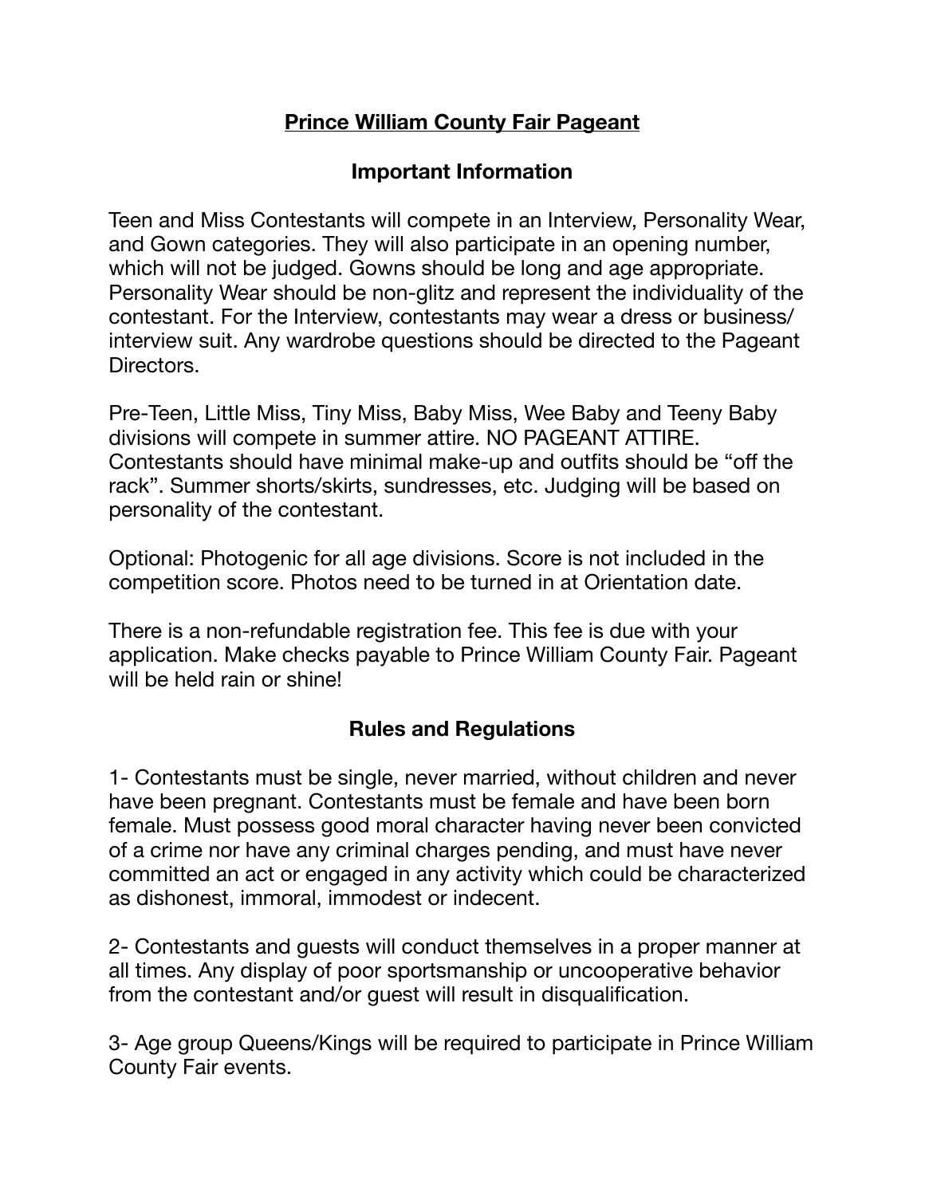# Prince William County Fair Pageant

## Important Information

Teen and Miss Contestants will compete in an Interview, Personality Wear, and Gown categories. They will also participate in an opening number, which will not be judged. Gowns should be long and age appropriate. Personality Wear should be non-glitz and represent the individuality of the contestant. For the Interview, contestants may wear a dress or business/ interview suit. Any wardrobe questions should be directed to the Pageant Directors.

Pre-Teen, Little Miss, Tiny Miss, Baby Miss, Wee Baby and Teeny Baby divisions will compete in summer attire. NO PAGEANT ATTIRE. Contestants should have minimal make-up and outfits should be "off the rack". Summer shorts/skirts, sundresses, etc. Judging will be based on personality of the contestant.

Optional: Photogenic for all age divisions. Score is not included in the competition score. Photos need to be turned in at Orientation date.

There is a non-refundable registration fee. This fee is due with your application. Make checks payable to Prince William County Fair. Pageant will be held rain or shine!

## Rules and Regulations

1- Contestants must be single, never married, without children and never have been pregnant. Contestants must be female and have been born female. Must possess good moral character having never been convicted of a crime nor have any criminal charges pending, and must have never committed an act or engaged in any activity which could be characterized as dishonest, immoral, immodest or indecent.

2- Contestants and guests will conduct themselves in a proper manner at all times. Any display of poor sportsmanship or uncooperative behavior from the contestant and/or guest will result in disqualification.

3- Age group Queens/Kings will be required to participate in Prince William County Fair events.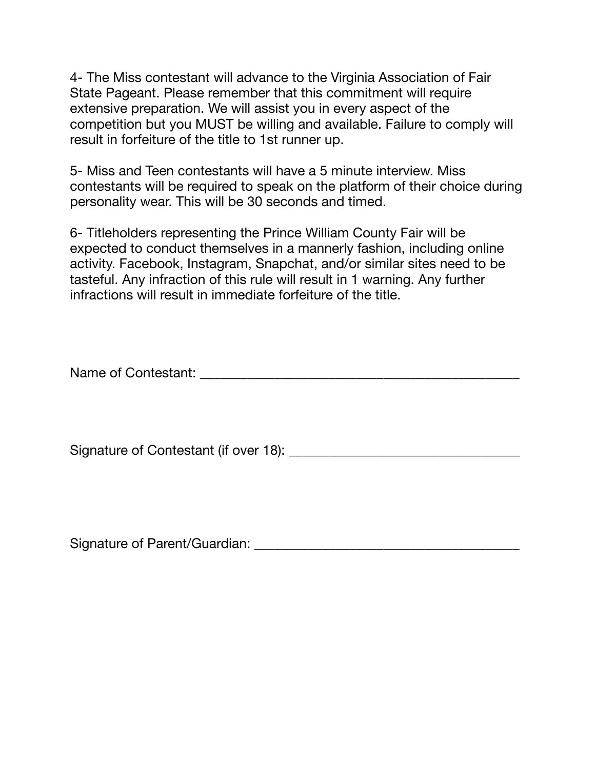4- The Miss contestant will advance to the Virginia Association of Fair State Pageant. Please remember that this commitment will require extensive preparation. We will assist you in every aspect of the competition but you MUST be willing and available. Failure to comply will result in forfeiture of the title to 1st runner up.

5- Miss and Teen contestants will have a 5 minute interview. Miss contestants will be required to speak on the platform of their choice during personality wear. This will be 30 seconds and timed.

6- Titleholders representing the Prince William County Fair will be expected to conduct themselves in a mannerly fashion, including online activity. Facebook, Instagram, Snapchat, and/or similar sites need to be tasteful. Any infraction of this rule will result in 1 warning. Any further infractions will result in immediate forfeiture of the title.

Name of Contestant: ______________________________________________

Signature of Contestant (if over 18): _________________________________

Signature of Parent/Guardian: _____________________________________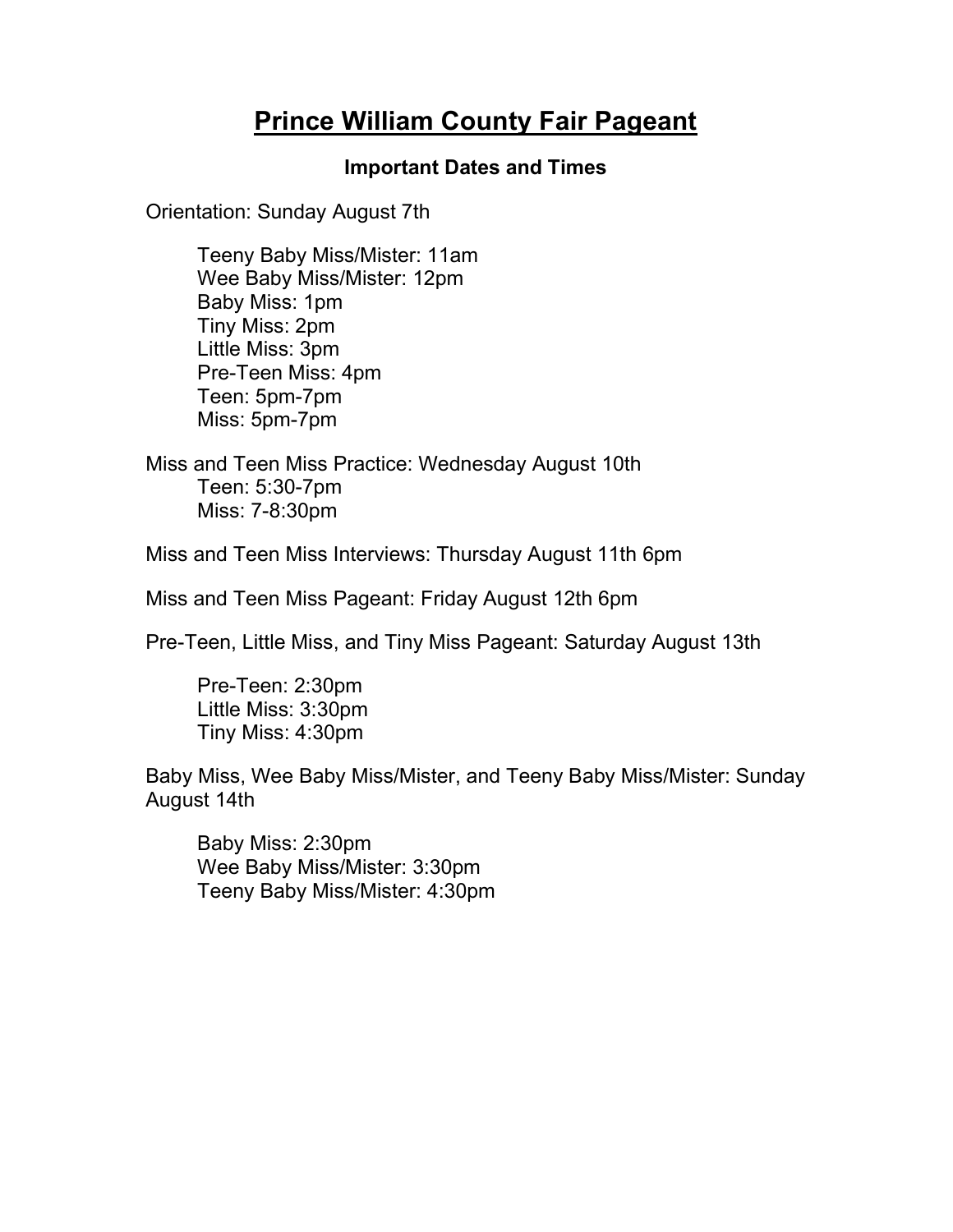# Prince William County Fair Pageant

**Important Dates and Times**

Orientation: Sunday August 7th

- Teeny Baby Miss/Mister: 11am
- Wee Baby Miss/Mister: 12pm
- Baby Miss: 1pm
- Tiny Miss: 2pm
- Little Miss: 3pm
- Pre-Teen Miss: 4pm
- Teen: 5pm-7pm
- Miss: 5pm-7pm

Miss and Teen Miss Practice: Wednesday August 10th

- Teen: 5:30-7pm
- Miss: 7-8:30pm

Miss and Teen Miss Interviews: Thursday August 11th 6pm

Miss and Teen Miss Pageant: Friday August 12th 6pm

Pre-Teen, Little Miss, and Tiny Miss Pageant: Saturday August 13th

- Pre-Teen: 2:30pm
- Little Miss: 3:30pm
- Tiny Miss: 4:30pm

Baby Miss, Wee Baby Miss/Mister, and Teeny Baby Miss/Mister: Sunday August 14th

- Baby Miss: 2:30pm
- Wee Baby Miss/Mister: 3:30pm
- Teeny Baby Miss/Mister: 4:30pm